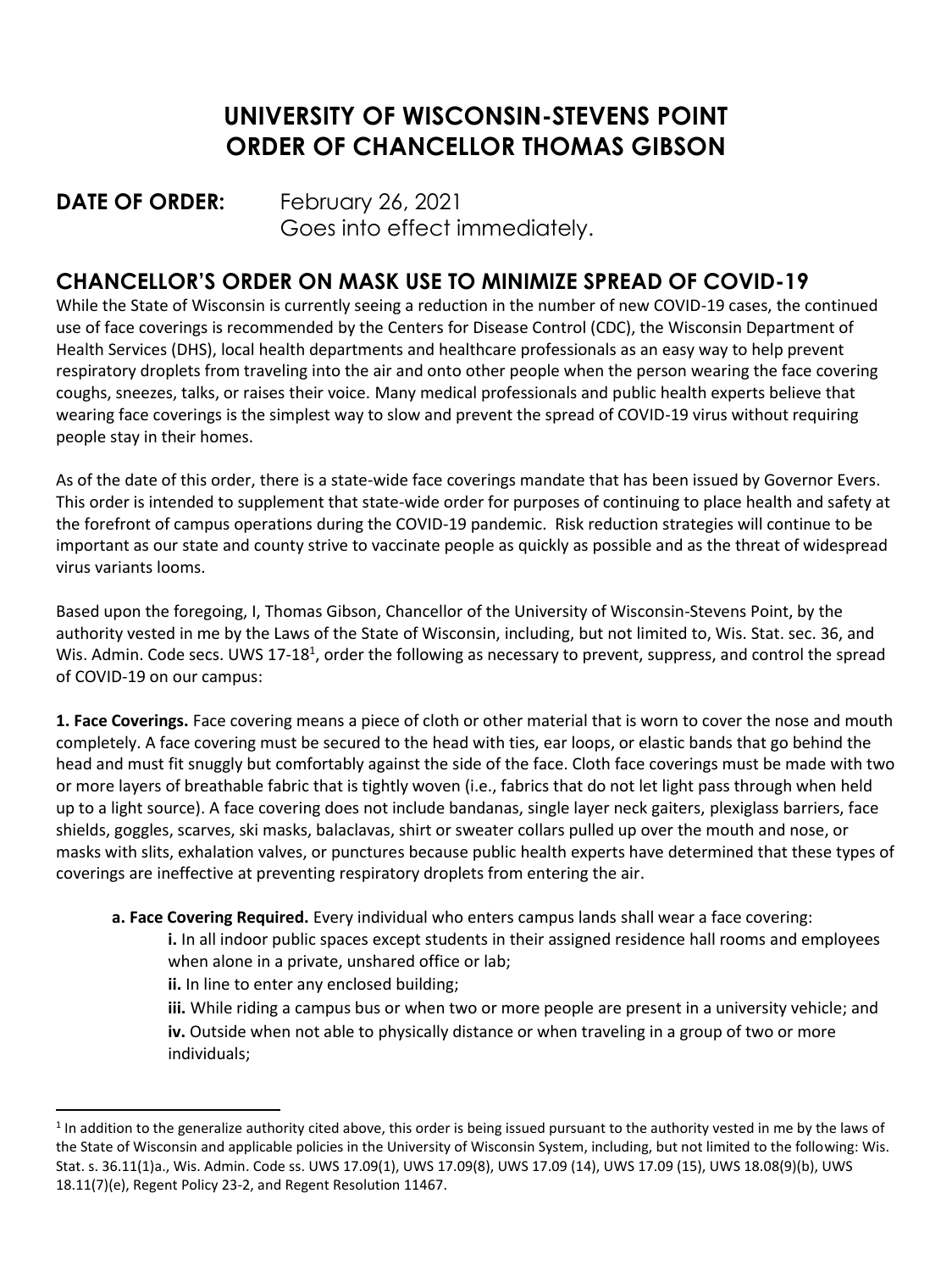# UNIVERSITY OF WISCONSIN-STEVENS POINT
# ORDER OF CHANCELLOR THOMAS GIBSON

**DATE OF ORDER:** February 26, 2021
Goes into effect immediately.

## CHANCELLOR'S ORDER ON MASK USE TO MINIMIZE SPREAD OF COVID-19

While the State of Wisconsin is currently seeing a reduction in the number of new COVID-19 cases, the continued use of face coverings is recommended by the Centers for Disease Control (CDC), the Wisconsin Department of Health Services (DHS), local health departments and healthcare professionals as an easy way to help prevent respiratory droplets from traveling into the air and onto other people when the person wearing the face covering coughs, sneezes, talks, or raises their voice. Many medical professionals and public health experts believe that wearing face coverings is the simplest way to slow and prevent the spread of COVID-19 virus without requiring people stay in their homes.

As of the date of this order, there is a state-wide face coverings mandate that has been issued by Governor Evers. This order is intended to supplement that state-wide order for purposes of continuing to place health and safety at the forefront of campus operations during the COVID-19 pandemic. Risk reduction strategies will continue to be important as our state and county strive to vaccinate people as quickly as possible and as the threat of widespread virus variants looms.

Based upon the foregoing, I, Thomas Gibson, Chancellor of the University of Wisconsin-Stevens Point, by the authority vested in me by the Laws of the State of Wisconsin, including, but not limited to, Wis. Stat. sec. 36, and Wis. Admin. Code secs. UWS 17-18[1], order the following as necessary to prevent, suppress, and control the spread of COVID-19 on our campus:

**1. Face Coverings.** Face covering means a piece of cloth or other material that is worn to cover the nose and mouth completely. A face covering must be secured to the head with ties, ear loops, or elastic bands that go behind the head and must fit snuggly but comfortably against the side of the face. Cloth face coverings must be made with two or more layers of breathable fabric that is tightly woven (i.e., fabrics that do not let light pass through when held up to a light source). A face covering does not include bandanas, single layer neck gaiters, plexiglass barriers, face shields, goggles, scarves, ski masks, balaclavas, shirt or sweater collars pulled up over the mouth and nose, or masks with slits, exhalation valves, or punctures because public health experts have determined that these types of coverings are ineffective at preventing respiratory droplets from entering the air.

- **a. Face Covering Required.** Every individual who enters campus lands shall wear a face covering:
  - **i.** In all indoor public spaces except students in their assigned residence hall rooms and employees when alone in a private, unshared office or lab;
  - **ii.** In line to enter any enclosed building;
  - **iii.** While riding a campus bus or when two or more people are present in a university vehicle; and
  - **iv.** Outside when not able to physically distance or when traveling in a group of two or more individuals;

---

[1] In addition to the generalize authority cited above, this order is being issued pursuant to the authority vested in me by the laws of the State of Wisconsin and applicable policies in the University of Wisconsin System, including, but not limited to the following: Wis. Stat. s. 36.11(1)a., Wis. Admin. Code ss. UWS 17.09(1), UWS 17.09(8), UWS 17.09 (14), UWS 17.09 (15), UWS 18.08(9)(b), UWS 18.11(7)(e), Regent Policy 23-2, and Regent Resolution 11467.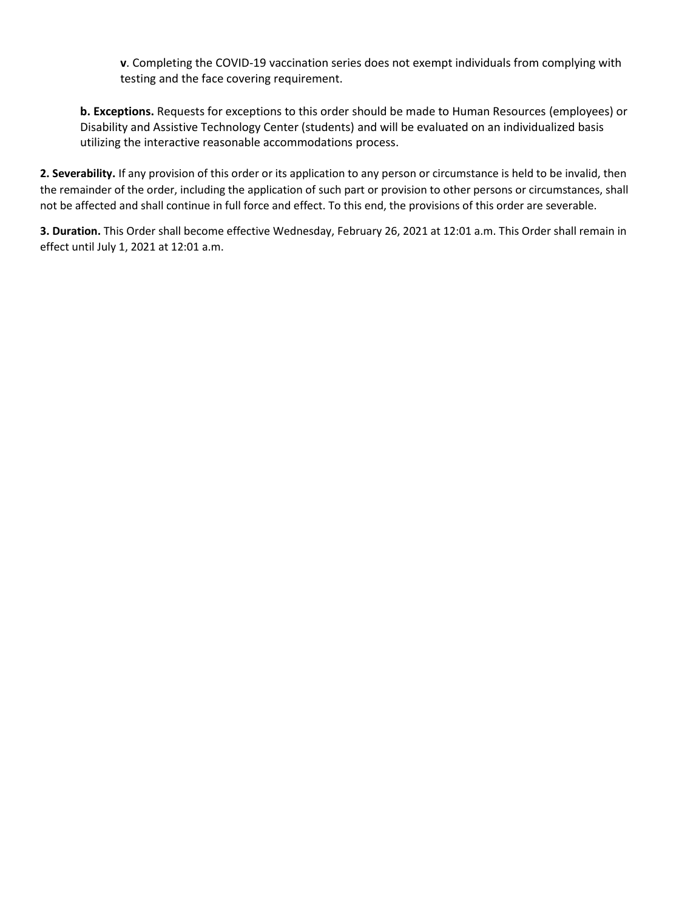**v**. Completing the COVID-19 vaccination series does not exempt individuals from complying with testing and the face covering requirement.

**b. Exceptions.** Requests for exceptions to this order should be made to Human Resources (employees) or Disability and Assistive Technology Center (students) and will be evaluated on an individualized basis utilizing the interactive reasonable accommodations process.

**2. Severability.** If any provision of this order or its application to any person or circumstance is held to be invalid, then the remainder of the order, including the application of such part or provision to other persons or circumstances, shall not be affected and shall continue in full force and effect. To this end, the provisions of this order are severable.

**3. Duration.** This Order shall become effective Wednesday, February 26, 2021 at 12:01 a.m. This Order shall remain in effect until July 1, 2021 at 12:01 a.m.